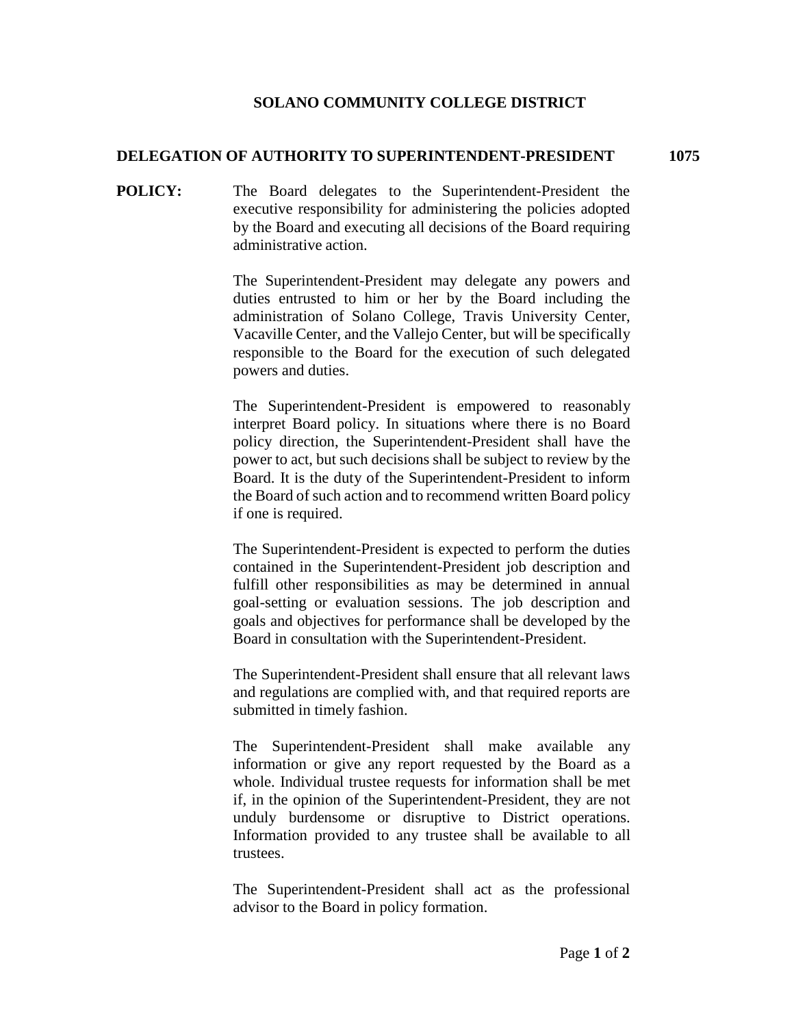# SOLANO COMMUNITY COLLEGE DISTRICT

## DELEGATION OF AUTHORITY TO SUPERINTENDENT-PRESIDENT 1075

**POLICY:** The Board delegates to the Superintendent-President the executive responsibility for administering the policies adopted by the Board and executing all decisions of the Board requiring administrative action.

The Superintendent-President may delegate any powers and duties entrusted to him or her by the Board including the administration of Solano College, Travis University Center, Vacaville Center, and the Vallejo Center, but will be specifically responsible to the Board for the execution of such delegated powers and duties.

The Superintendent-President is empowered to reasonably interpret Board policy. In situations where there is no Board policy direction, the Superintendent-President shall have the power to act, but such decisions shall be subject to review by the Board. It is the duty of the Superintendent-President to inform the Board of such action and to recommend written Board policy if one is required.

The Superintendent-President is expected to perform the duties contained in the Superintendent-President job description and fulfill other responsibilities as may be determined in annual goal-setting or evaluation sessions. The job description and goals and objectives for performance shall be developed by the Board in consultation with the Superintendent-President.

The Superintendent-President shall ensure that all relevant laws and regulations are complied with, and that required reports are submitted in timely fashion.

The Superintendent-President shall make available any information or give any report requested by the Board as a whole. Individual trustee requests for information shall be met if, in the opinion of the Superintendent-President, they are not unduly burdensome or disruptive to District operations. Information provided to any trustee shall be available to all trustees.

The Superintendent-President shall act as the professional advisor to the Board in policy formation.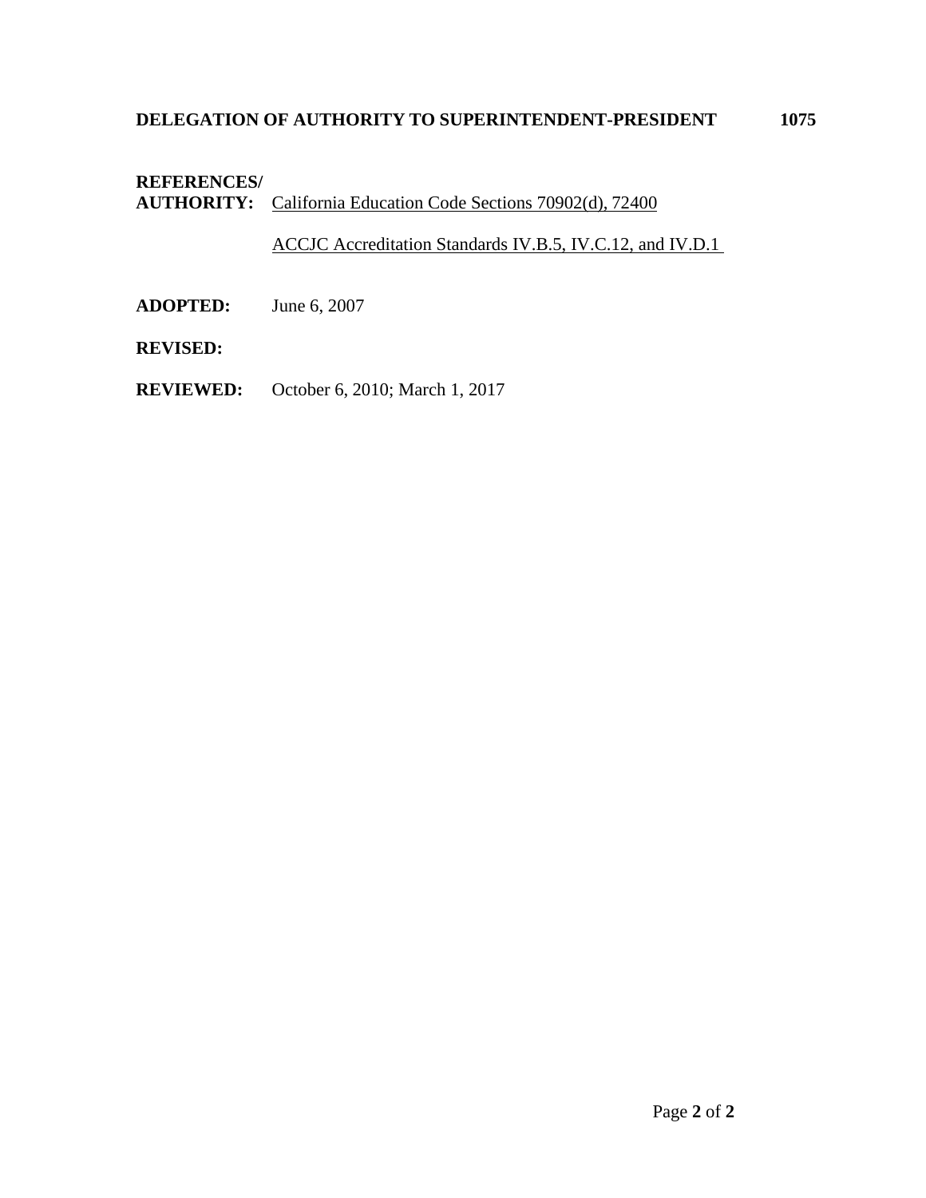**DELEGATION OF AUTHORITY TO SUPERINTENDENT-PRESIDENT 1075**

**REFERENCES/**
**AUTHORITY:** California Education Code Sections 70902(d), 72400

ACCJC Accreditation Standards IV.B.5, IV.C.12, and IV.D.1

**ADOPTED:** June 6, 2007

**REVISED:**

**REVIEWED:** October 6, 2010; March 1, 2017